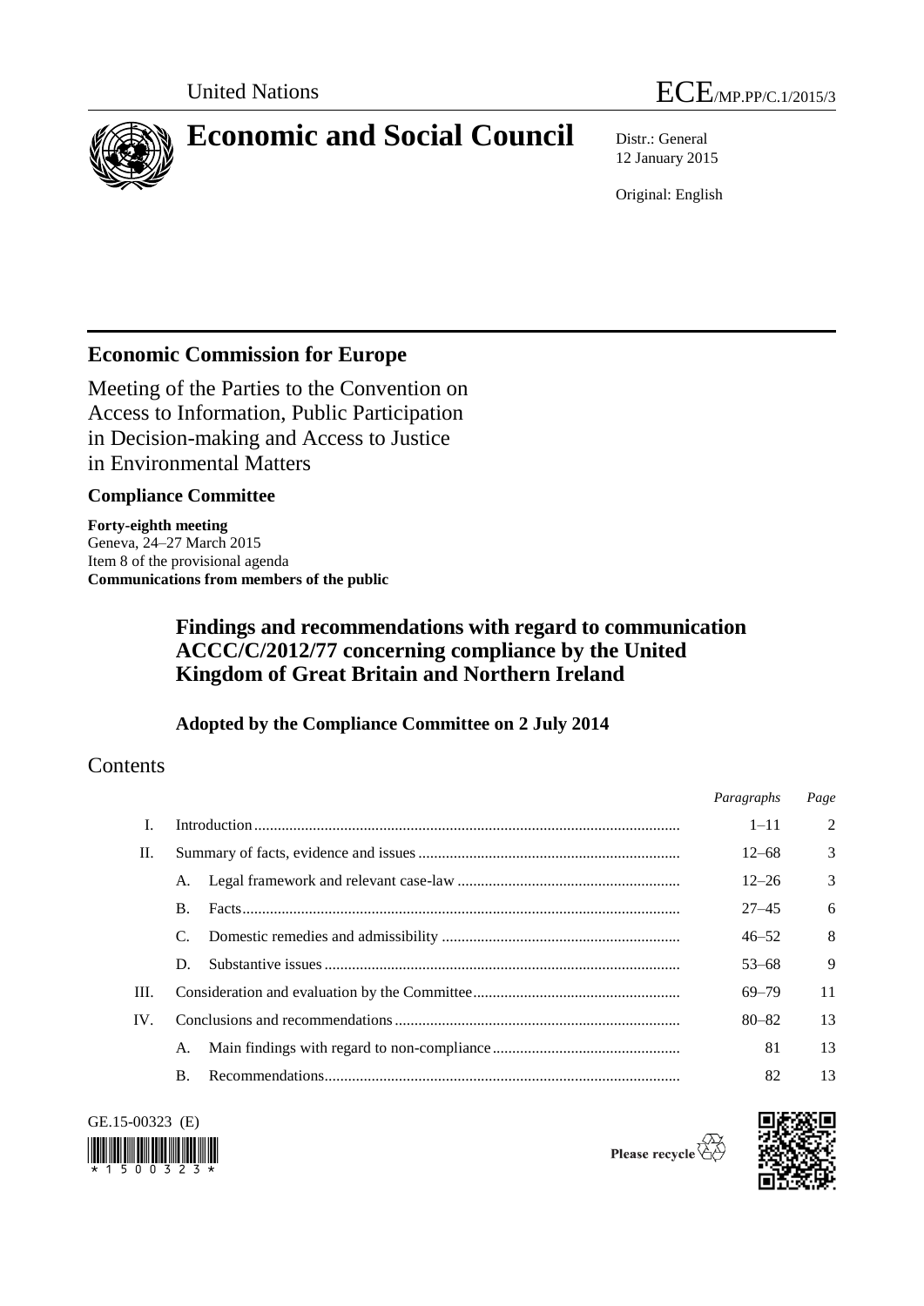United Nations

ECE/MP.PP/C.1/2015/3

# Economic and Social Council

Distr.: General
12 January 2015

Original: English

## Economic Commission for Europe

Meeting of the Parties to the Convention on Access to Information, Public Participation in Decision-making and Access to Justice in Environmental Matters

### Compliance Committee

**Forty-eighth meeting**
Geneva, 24–27 March 2015
Item 8 of the provisional agenda
**Communications from members of the public**

## Findings and recommendations with regard to communication ACCC/C/2012/77 concerning compliance by the United Kingdom of Great Britain and Northern Ireland

### Adopted by the Compliance Committee on 2 July 2014

## Contents

| | | | *Paragraphs* | *Page* |
|---|---|---|---|---|
| I. | Introduction | | 1–11 | 2 |
| II. | Summary of facts, evidence and issues | | 12–68 | 3 |
| | A. | Legal framework and relevant case-law | 12–26 | 3 |
| | B. | Facts | 27–45 | 6 |
| | C. | Domestic remedies and admissibility | 46–52 | 8 |
| | D. | Substantive issues | 53–68 | 9 |
| III. | Consideration and evaluation by the Committee | | 69–79 | 11 |
| IV. | Conclusions and recommendations | | 80–82 | 13 |
| | A. | Main findings with regard to non-compliance | 81 | 13 |
| | B. | Recommendations | 82 | 13 |

GE.15-00323 (E)

Please recycle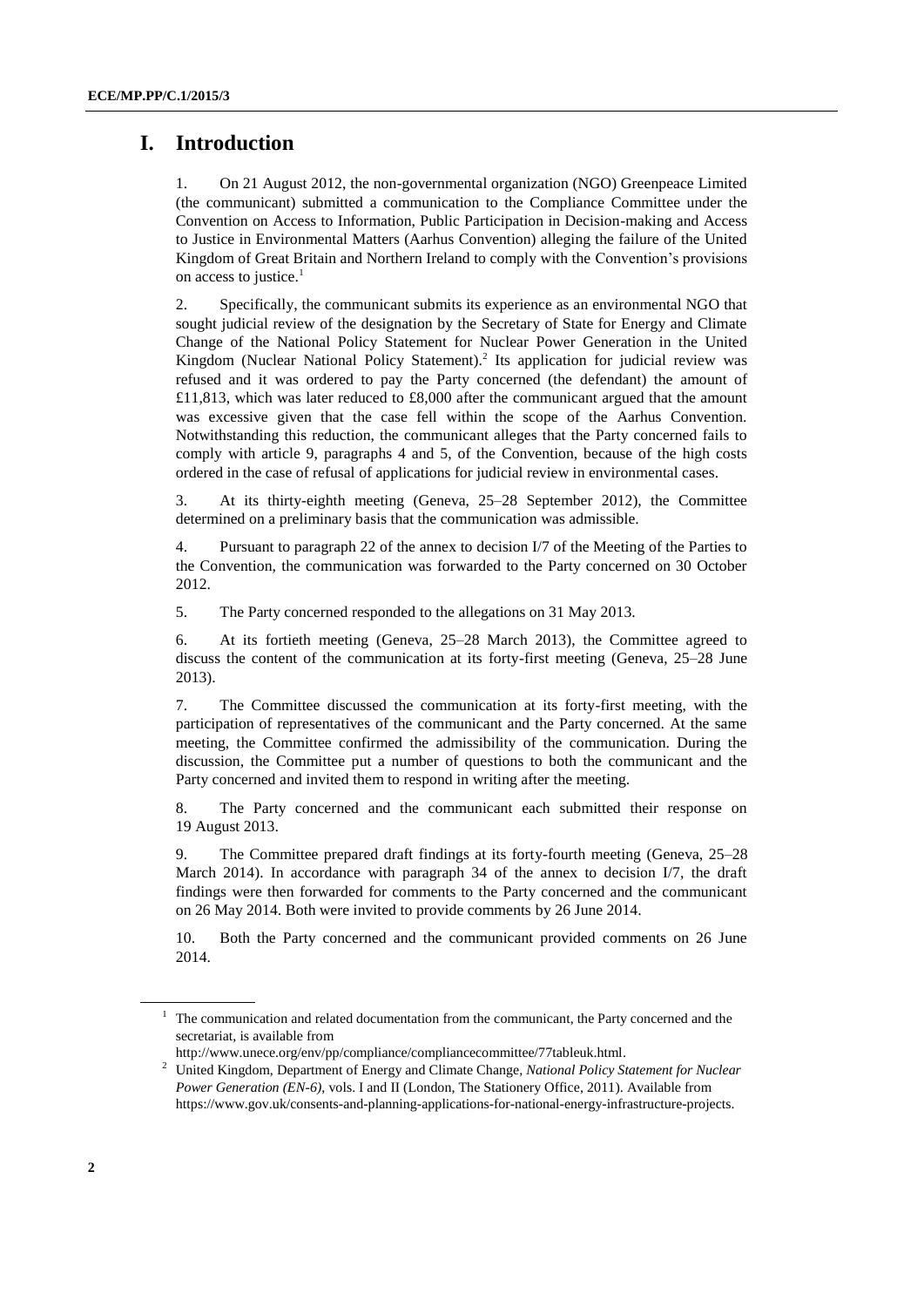# I. Introduction

1. On 21 August 2012, the non-governmental organization (NGO) Greenpeace Limited (the communicant) submitted a communication to the Compliance Committee under the Convention on Access to Information, Public Participation in Decision-making and Access to Justice in Environmental Matters (Aarhus Convention) alleging the failure of the United Kingdom of Great Britain and Northern Ireland to comply with the Convention's provisions on access to justice.[1]

2. Specifically, the communicant submits its experience as an environmental NGO that sought judicial review of the designation by the Secretary of State for Energy and Climate Change of the National Policy Statement for Nuclear Power Generation in the United Kingdom (Nuclear National Policy Statement).[2] Its application for judicial review was refused and it was ordered to pay the Party concerned (the defendant) the amount of £11,813, which was later reduced to £8,000 after the communicant argued that the amount was excessive given that the case fell within the scope of the Aarhus Convention. Notwithstanding this reduction, the communicant alleges that the Party concerned fails to comply with article 9, paragraphs 4 and 5, of the Convention, because of the high costs ordered in the case of refusal of applications for judicial review in environmental cases.

3. At its thirty-eighth meeting (Geneva, 25–28 September 2012), the Committee determined on a preliminary basis that the communication was admissible.

4. Pursuant to paragraph 22 of the annex to decision I/7 of the Meeting of the Parties to the Convention, the communication was forwarded to the Party concerned on 30 October 2012.

5. The Party concerned responded to the allegations on 31 May 2013.

6. At its fortieth meeting (Geneva, 25–28 March 2013), the Committee agreed to discuss the content of the communication at its forty-first meeting (Geneva, 25–28 June 2013).

7. The Committee discussed the communication at its forty-first meeting, with the participation of representatives of the communicant and the Party concerned. At the same meeting, the Committee confirmed the admissibility of the communication. During the discussion, the Committee put a number of questions to both the communicant and the Party concerned and invited them to respond in writing after the meeting.

8. The Party concerned and the communicant each submitted their response on 19 August 2013.

9. The Committee prepared draft findings at its forty-fourth meeting (Geneva, 25–28 March 2014). In accordance with paragraph 34 of the annex to decision I/7, the draft findings were then forwarded for comments to the Party concerned and the communicant on 26 May 2014. Both were invited to provide comments by 26 June 2014.

10. Both the Party concerned and the communicant provided comments on 26 June 2014.

---

[1] The communication and related documentation from the communicant, the Party concerned and the secretariat, is available from http://www.unece.org/env/pp/compliance/compliancecommittee/77tableuk.html.

[2] United Kingdom, Department of Energy and Climate Change, *National Policy Statement for Nuclear Power Generation (EN-6)*, vols. I and II (London, The Stationery Office, 2011). Available from https://www.gov.uk/consents-and-planning-applications-for-national-energy-infrastructure-projects.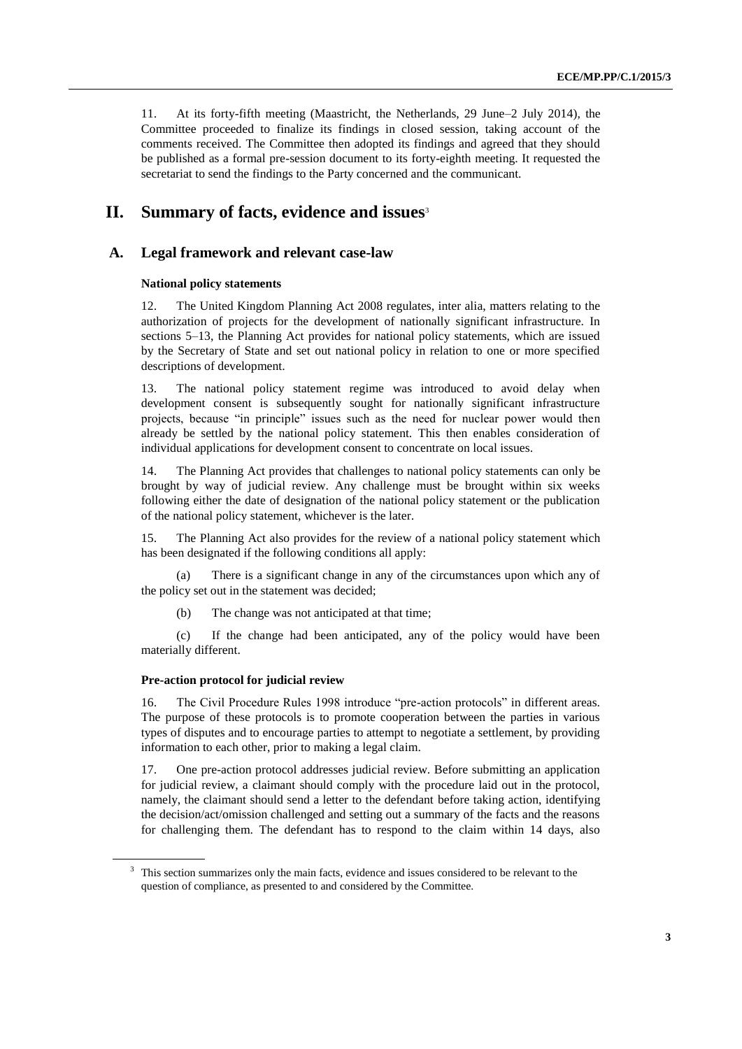11. At its forty-fifth meeting (Maastricht, the Netherlands, 29 June–2 July 2014), the Committee proceeded to finalize its findings in closed session, taking account of the comments received. The Committee then adopted its findings and agreed that they should be published as a formal pre-session document to its forty-eighth meeting. It requested the secretariat to send the findings to the Party concerned and the communicant.

# II. Summary of facts, evidence and issues[3]

## A. Legal framework and relevant case-law

### National policy statements

12. The United Kingdom Planning Act 2008 regulates, inter alia, matters relating to the authorization of projects for the development of nationally significant infrastructure. In sections 5–13, the Planning Act provides for national policy statements, which are issued by the Secretary of State and set out national policy in relation to one or more specified descriptions of development.

13. The national policy statement regime was introduced to avoid delay when development consent is subsequently sought for nationally significant infrastructure projects, because "in principle" issues such as the need for nuclear power would then already be settled by the national policy statement. This then enables consideration of individual applications for development consent to concentrate on local issues.

14. The Planning Act provides that challenges to national policy statements can only be brought by way of judicial review. Any challenge must be brought within six weeks following either the date of designation of the national policy statement or the publication of the national policy statement, whichever is the later.

15. The Planning Act also provides for the review of a national policy statement which has been designated if the following conditions all apply:

(a) There is a significant change in any of the circumstances upon which any of the policy set out in the statement was decided;

(b) The change was not anticipated at that time;

(c) If the change had been anticipated, any of the policy would have been materially different.

### Pre-action protocol for judicial review

16. The Civil Procedure Rules 1998 introduce "pre-action protocols" in different areas. The purpose of these protocols is to promote cooperation between the parties in various types of disputes and to encourage parties to attempt to negotiate a settlement, by providing information to each other, prior to making a legal claim.

17. One pre-action protocol addresses judicial review. Before submitting an application for judicial review, a claimant should comply with the procedure laid out in the protocol, namely, the claimant should send a letter to the defendant before taking action, identifying the decision/act/omission challenged and setting out a summary of the facts and the reasons for challenging them. The defendant has to respond to the claim within 14 days, also

---

[3] This section summarizes only the main facts, evidence and issues considered to be relevant to the question of compliance, as presented to and considered by the Committee.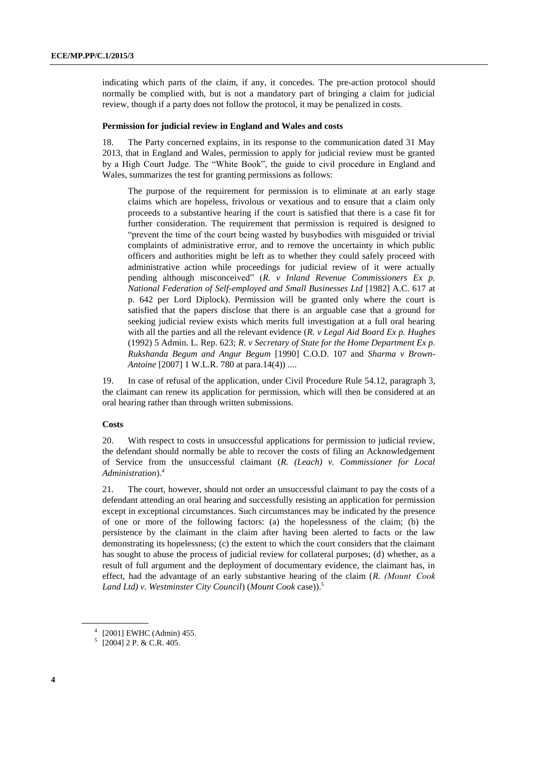indicating which parts of the claim, if any, it concedes. The pre-action protocol should normally be complied with, but is not a mandatory part of bringing a claim for judicial review, though if a party does not follow the protocol, it may be penalized in costs.

#### Permission for judicial review in England and Wales and costs

18. The Party concerned explains, in its response to the communication dated 31 May 2013, that in England and Wales, permission to apply for judicial review must be granted by a High Court Judge. The "White Book", the guide to civil procedure in England and Wales, summarizes the test for granting permissions as follows:

> The purpose of the requirement for permission is to eliminate at an early stage claims which are hopeless, frivolous or vexatious and to ensure that a claim only proceeds to a substantive hearing if the court is satisfied that there is a case fit for further consideration. The requirement that permission is required is designed to "prevent the time of the court being wasted by busybodies with misguided or trivial complaints of administrative error, and to remove the uncertainty in which public officers and authorities might be left as to whether they could safely proceed with administrative action while proceedings for judicial review of it were actually pending although misconceived" (*R. v Inland Revenue Commissioners Ex p. National Federation of Self-employed and Small Businesses Ltd* [1982] A.C. 617 at p. 642 per Lord Diplock). Permission will be granted only where the court is satisfied that the papers disclose that there is an arguable case that a ground for seeking judicial review exists which merits full investigation at a full oral hearing with all the parties and all the relevant evidence (*R. v Legal Aid Board Ex p. Hughes* (1992) 5 Admin. L. Rep. 623; *R. v Secretary of State for the Home Department Ex p. Rukshanda Begum and Angur Begum* [1990] C.O.D. 107 and *Sharma v Brown-Antoine* [2007] 1 W.L.R. 780 at para.14(4)) ....

19. In case of refusal of the application, under Civil Procedure Rule 54.12, paragraph 3, the claimant can renew its application for permission, which will then be considered at an oral hearing rather than through written submissions.

#### Costs

20. With respect to costs in unsuccessful applications for permission to judicial review, the defendant should normally be able to recover the costs of filing an Acknowledgement of Service from the unsuccessful claimant (*R. (Leach) v. Commissioner for Local Administration*).[4]

21. The court, however, should not order an unsuccessful claimant to pay the costs of a defendant attending an oral hearing and successfully resisting an application for permission except in exceptional circumstances. Such circumstances may be indicated by the presence of one or more of the following factors: (a) the hopelessness of the claim; (b) the persistence by the claimant in the claim after having been alerted to facts or the law demonstrating its hopelessness; (c) the extent to which the court considers that the claimant has sought to abuse the process of judicial review for collateral purposes; (d) whether, as a result of full argument and the deployment of documentary evidence, the claimant has, in effect, had the advantage of an early substantive hearing of the claim (*R. (Mount Cook Land Ltd) v. Westminster City Council*) (*Mount Cook* case)).[5]

---

[4] [2001] EWHC (Admin) 455.

[5] [2004] 2 P. & C.R. 405.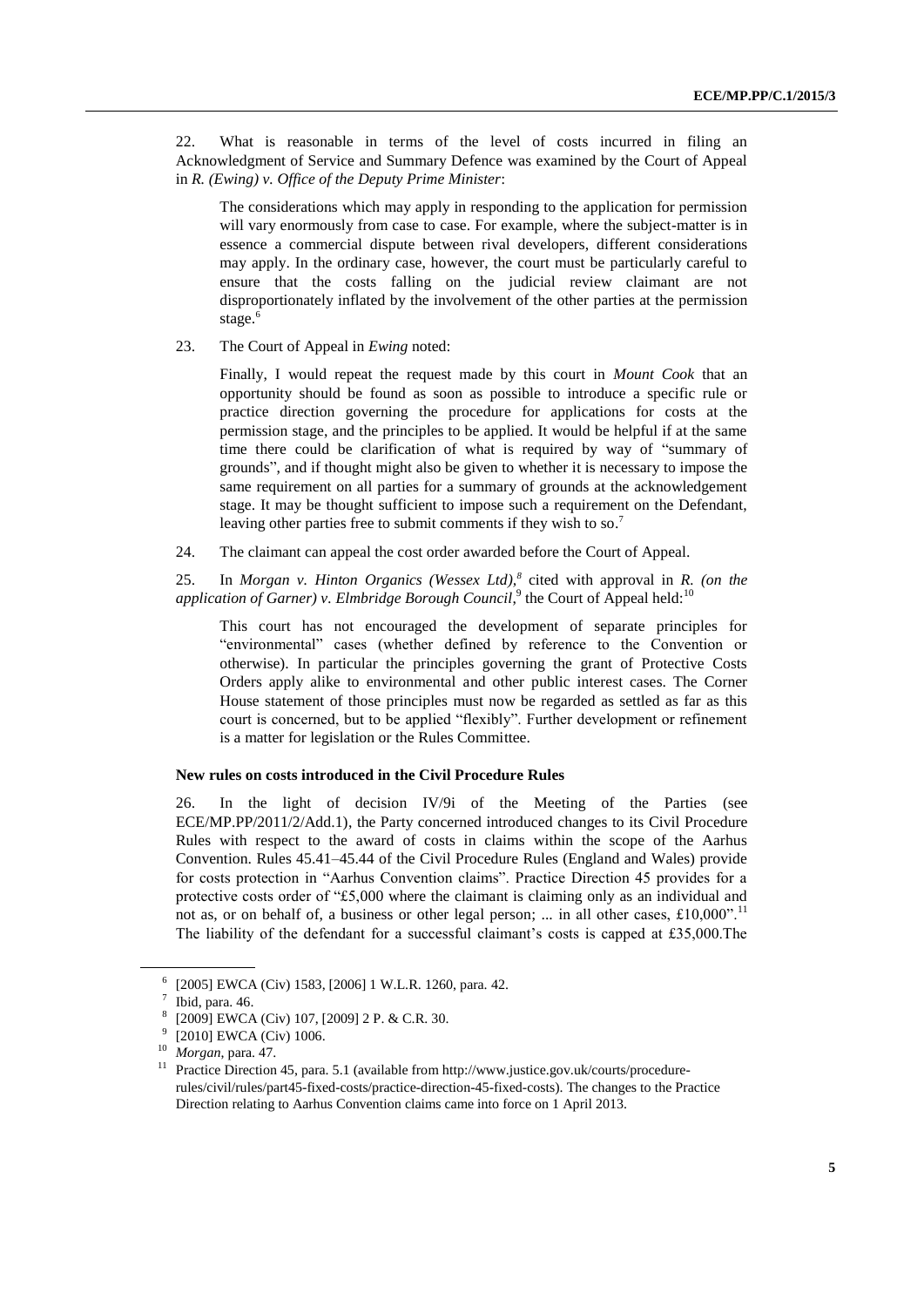22. What is reasonable in terms of the level of costs incurred in filing an Acknowledgment of Service and Summary Defence was examined by the Court of Appeal in *R. (Ewing) v. Office of the Deputy Prime Minister*:

> The considerations which may apply in responding to the application for permission will vary enormously from case to case. For example, where the subject-matter is in essence a commercial dispute between rival developers, different considerations may apply. In the ordinary case, however, the court must be particularly careful to ensure that the costs falling on the judicial review claimant are not disproportionately inflated by the involvement of the other parties at the permission stage.[6]

23. The Court of Appeal in *Ewing* noted:

> Finally, I would repeat the request made by this court in *Mount Cook* that an opportunity should be found as soon as possible to introduce a specific rule or practice direction governing the procedure for applications for costs at the permission stage, and the principles to be applied. It would be helpful if at the same time there could be clarification of what is required by way of "summary of grounds", and if thought might also be given to whether it is necessary to impose the same requirement on all parties for a summary of grounds at the acknowledgement stage. It may be thought sufficient to impose such a requirement on the Defendant, leaving other parties free to submit comments if they wish to so.[7]

24. The claimant can appeal the cost order awarded before the Court of Appeal.

25. In *Morgan v. Hinton Organics (Wessex Ltd)*,[8] cited with approval in *R. (on the application of Garner) v. Elmbridge Borough Council*,[9] the Court of Appeal held:[10]

> This court has not encouraged the development of separate principles for "environmental" cases (whether defined by reference to the Convention or otherwise). In particular the principles governing the grant of Protective Costs Orders apply alike to environmental and other public interest cases. The Corner House statement of those principles must now be regarded as settled as far as this court is concerned, but to be applied "flexibly". Further development or refinement is a matter for legislation or the Rules Committee.

**New rules on costs introduced in the Civil Procedure Rules**

26. In the light of decision IV/9i of the Meeting of the Parties (see ECE/MP.PP/2011/2/Add.1), the Party concerned introduced changes to its Civil Procedure Rules with respect to the award of costs in claims within the scope of the Aarhus Convention. Rules 45.41–45.44 of the Civil Procedure Rules (England and Wales) provide for costs protection in "Aarhus Convention claims". Practice Direction 45 provides for a protective costs order of "£5,000 where the claimant is claiming only as an individual and not as, or on behalf of, a business or other legal person; ... in all other cases, £10,000".[11] The liability of the defendant for a successful claimant's costs is capped at £35,000.The

---

[6] [2005] EWCA (Civ) 1583, [2006] 1 W.L.R. 1260, para. 42.

[7] Ibid, para. 46.

[8] [2009] EWCA (Civ) 107, [2009] 2 P. & C.R. 30.

[9] [2010] EWCA (Civ) 1006.

[10] *Morgan*, para. 47.

[11] Practice Direction 45, para. 5.1 (available from http://www.justice.gov.uk/courts/procedure-rules/civil/rules/part45-fixed-costs/practice-direction-45-fixed-costs). The changes to the Practice Direction relating to Aarhus Convention claims came into force on 1 April 2013.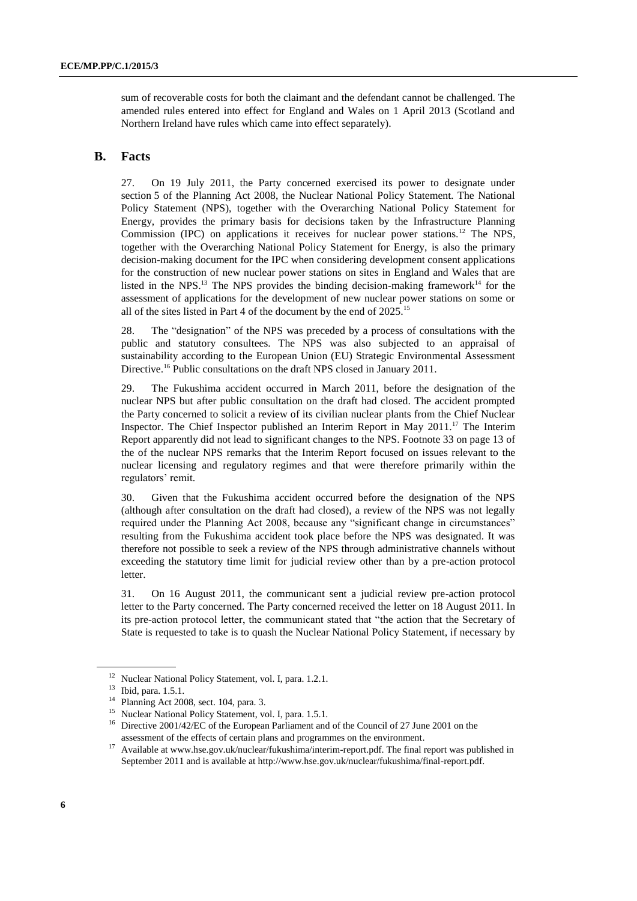sum of recoverable costs for both the claimant and the defendant cannot be challenged. The amended rules entered into effect for England and Wales on 1 April 2013 (Scotland and Northern Ireland have rules which came into effect separately).

## B. Facts

27. On 19 July 2011, the Party concerned exercised its power to designate under section 5 of the Planning Act 2008, the Nuclear National Policy Statement. The National Policy Statement (NPS), together with the Overarching National Policy Statement for Energy, provides the primary basis for decisions taken by the Infrastructure Planning Commission (IPC) on applications it receives for nuclear power stations.[12] The NPS, together with the Overarching National Policy Statement for Energy, is also the primary decision-making document for the IPC when considering development consent applications for the construction of new nuclear power stations on sites in England and Wales that are listed in the NPS.[13] The NPS provides the binding decision-making framework[14] for the assessment of applications for the development of new nuclear power stations on some or all of the sites listed in Part 4 of the document by the end of 2025.[15]

28. The "designation" of the NPS was preceded by a process of consultations with the public and statutory consultees. The NPS was also subjected to an appraisal of sustainability according to the European Union (EU) Strategic Environmental Assessment Directive.[16] Public consultations on the draft NPS closed in January 2011.

29. The Fukushima accident occurred in March 2011, before the designation of the nuclear NPS but after public consultation on the draft had closed. The accident prompted the Party concerned to solicit a review of its civilian nuclear plants from the Chief Nuclear Inspector. The Chief Inspector published an Interim Report in May 2011.[17] The Interim Report apparently did not lead to significant changes to the NPS. Footnote 33 on page 13 of the of the nuclear NPS remarks that the Interim Report focused on issues relevant to the nuclear licensing and regulatory regimes and that were therefore primarily within the regulators' remit.

30. Given that the Fukushima accident occurred before the designation of the NPS (although after consultation on the draft had closed), a review of the NPS was not legally required under the Planning Act 2008, because any "significant change in circumstances" resulting from the Fukushima accident took place before the NPS was designated. It was therefore not possible to seek a review of the NPS through administrative channels without exceeding the statutory time limit for judicial review other than by a pre-action protocol letter.

31. On 16 August 2011, the communicant sent a judicial review pre-action protocol letter to the Party concerned. The Party concerned received the letter on 18 August 2011. In its pre-action protocol letter, the communicant stated that "the action that the Secretary of State is requested to take is to quash the Nuclear National Policy Statement, if necessary by

---

[12] Nuclear National Policy Statement, vol. I, para. 1.2.1.

[13] Ibid, para. 1.5.1.

[14] Planning Act 2008, sect. 104, para. 3.

[15] Nuclear National Policy Statement, vol. I, para. 1.5.1.

[16] Directive 2001/42/EC of the European Parliament and of the Council of 27 June 2001 on the assessment of the effects of certain plans and programmes on the environment.

[17] Available at www.hse.gov.uk/nuclear/fukushima/interim-report.pdf. The final report was published in September 2011 and is available at http://www.hse.gov.uk/nuclear/fukushima/final-report.pdf.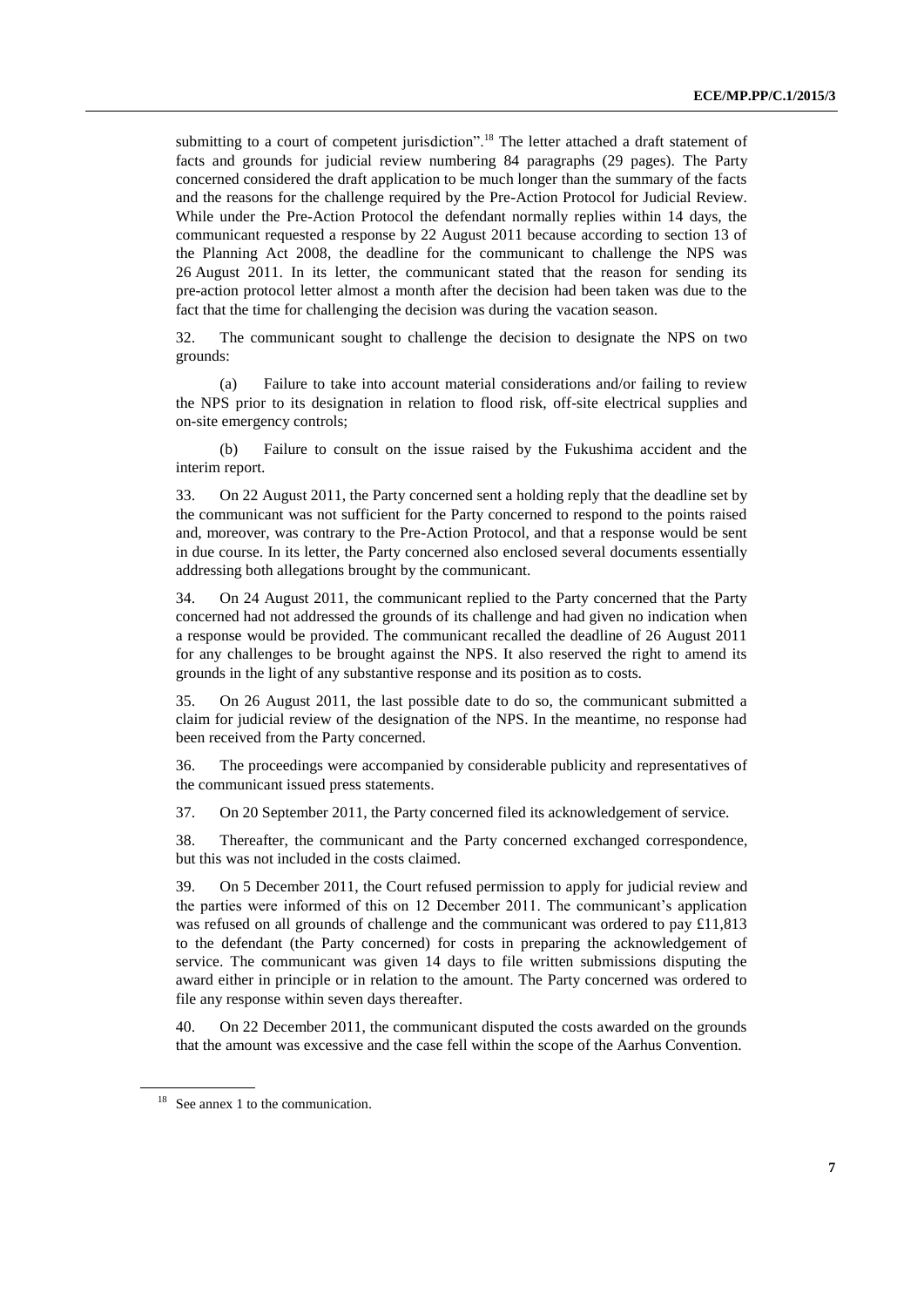submitting to a court of competent jurisdiction".[18] The letter attached a draft statement of facts and grounds for judicial review numbering 84 paragraphs (29 pages). The Party concerned considered the draft application to be much longer than the summary of the facts and the reasons for the challenge required by the Pre-Action Protocol for Judicial Review. While under the Pre-Action Protocol the defendant normally replies within 14 days, the communicant requested a response by 22 August 2011 because according to section 13 of the Planning Act 2008, the deadline for the communicant to challenge the NPS was 26 August 2011. In its letter, the communicant stated that the reason for sending its pre-action protocol letter almost a month after the decision had been taken was due to the fact that the time for challenging the decision was during the vacation season.

32. The communicant sought to challenge the decision to designate the NPS on two grounds:

(a) Failure to take into account material considerations and/or failing to review the NPS prior to its designation in relation to flood risk, off-site electrical supplies and on-site emergency controls;

(b) Failure to consult on the issue raised by the Fukushima accident and the interim report.

33. On 22 August 2011, the Party concerned sent a holding reply that the deadline set by the communicant was not sufficient for the Party concerned to respond to the points raised and, moreover, was contrary to the Pre-Action Protocol, and that a response would be sent in due course. In its letter, the Party concerned also enclosed several documents essentially addressing both allegations brought by the communicant.

34. On 24 August 2011, the communicant replied to the Party concerned that the Party concerned had not addressed the grounds of its challenge and had given no indication when a response would be provided. The communicant recalled the deadline of 26 August 2011 for any challenges to be brought against the NPS. It also reserved the right to amend its grounds in the light of any substantive response and its position as to costs.

35. On 26 August 2011, the last possible date to do so, the communicant submitted a claim for judicial review of the designation of the NPS. In the meantime, no response had been received from the Party concerned.

36. The proceedings were accompanied by considerable publicity and representatives of the communicant issued press statements.

37. On 20 September 2011, the Party concerned filed its acknowledgement of service.

38. Thereafter, the communicant and the Party concerned exchanged correspondence, but this was not included in the costs claimed.

39. On 5 December 2011, the Court refused permission to apply for judicial review and the parties were informed of this on 12 December 2011. The communicant's application was refused on all grounds of challenge and the communicant was ordered to pay £11,813 to the defendant (the Party concerned) for costs in preparing the acknowledgement of service. The communicant was given 14 days to file written submissions disputing the award either in principle or in relation to the amount. The Party concerned was ordered to file any response within seven days thereafter.

40. On 22 December 2011, the communicant disputed the costs awarded on the grounds that the amount was excessive and the case fell within the scope of the Aarhus Convention.

[18] See annex 1 to the communication.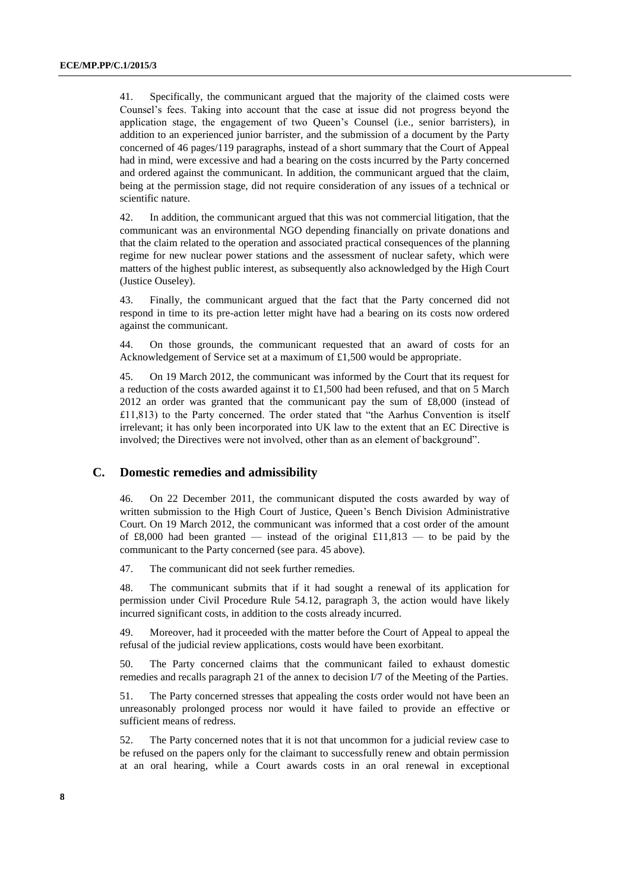41. Specifically, the communicant argued that the majority of the claimed costs were Counsel's fees. Taking into account that the case at issue did not progress beyond the application stage, the engagement of two Queen's Counsel (i.e., senior barristers), in addition to an experienced junior barrister, and the submission of a document by the Party concerned of 46 pages/119 paragraphs, instead of a short summary that the Court of Appeal had in mind, were excessive and had a bearing on the costs incurred by the Party concerned and ordered against the communicant. In addition, the communicant argued that the claim, being at the permission stage, did not require consideration of any issues of a technical or scientific nature.

42. In addition, the communicant argued that this was not commercial litigation, that the communicant was an environmental NGO depending financially on private donations and that the claim related to the operation and associated practical consequences of the planning regime for new nuclear power stations and the assessment of nuclear safety, which were matters of the highest public interest, as subsequently also acknowledged by the High Court (Justice Ouseley).

43. Finally, the communicant argued that the fact that the Party concerned did not respond in time to its pre-action letter might have had a bearing on its costs now ordered against the communicant.

44. On those grounds, the communicant requested that an award of costs for an Acknowledgement of Service set at a maximum of £1,500 would be appropriate.

45. On 19 March 2012, the communicant was informed by the Court that its request for a reduction of the costs awarded against it to £1,500 had been refused, and that on 5 March 2012 an order was granted that the communicant pay the sum of £8,000 (instead of £11,813) to the Party concerned. The order stated that "the Aarhus Convention is itself irrelevant; it has only been incorporated into UK law to the extent that an EC Directive is involved; the Directives were not involved, other than as an element of background".

## C. Domestic remedies and admissibility

46. On 22 December 2011, the communicant disputed the costs awarded by way of written submission to the High Court of Justice, Queen's Bench Division Administrative Court. On 19 March 2012, the communicant was informed that a cost order of the amount of £8,000 had been granted — instead of the original £11,813 — to be paid by the communicant to the Party concerned (see para. 45 above).

47. The communicant did not seek further remedies.

48. The communicant submits that if it had sought a renewal of its application for permission under Civil Procedure Rule 54.12, paragraph 3, the action would have likely incurred significant costs, in addition to the costs already incurred.

49. Moreover, had it proceeded with the matter before the Court of Appeal to appeal the refusal of the judicial review applications, costs would have been exorbitant.

50. The Party concerned claims that the communicant failed to exhaust domestic remedies and recalls paragraph 21 of the annex to decision I/7 of the Meeting of the Parties.

51. The Party concerned stresses that appealing the costs order would not have been an unreasonably prolonged process nor would it have failed to provide an effective or sufficient means of redress.

52. The Party concerned notes that it is not that uncommon for a judicial review case to be refused on the papers only for the claimant to successfully renew and obtain permission at an oral hearing, while a Court awards costs in an oral renewal in exceptional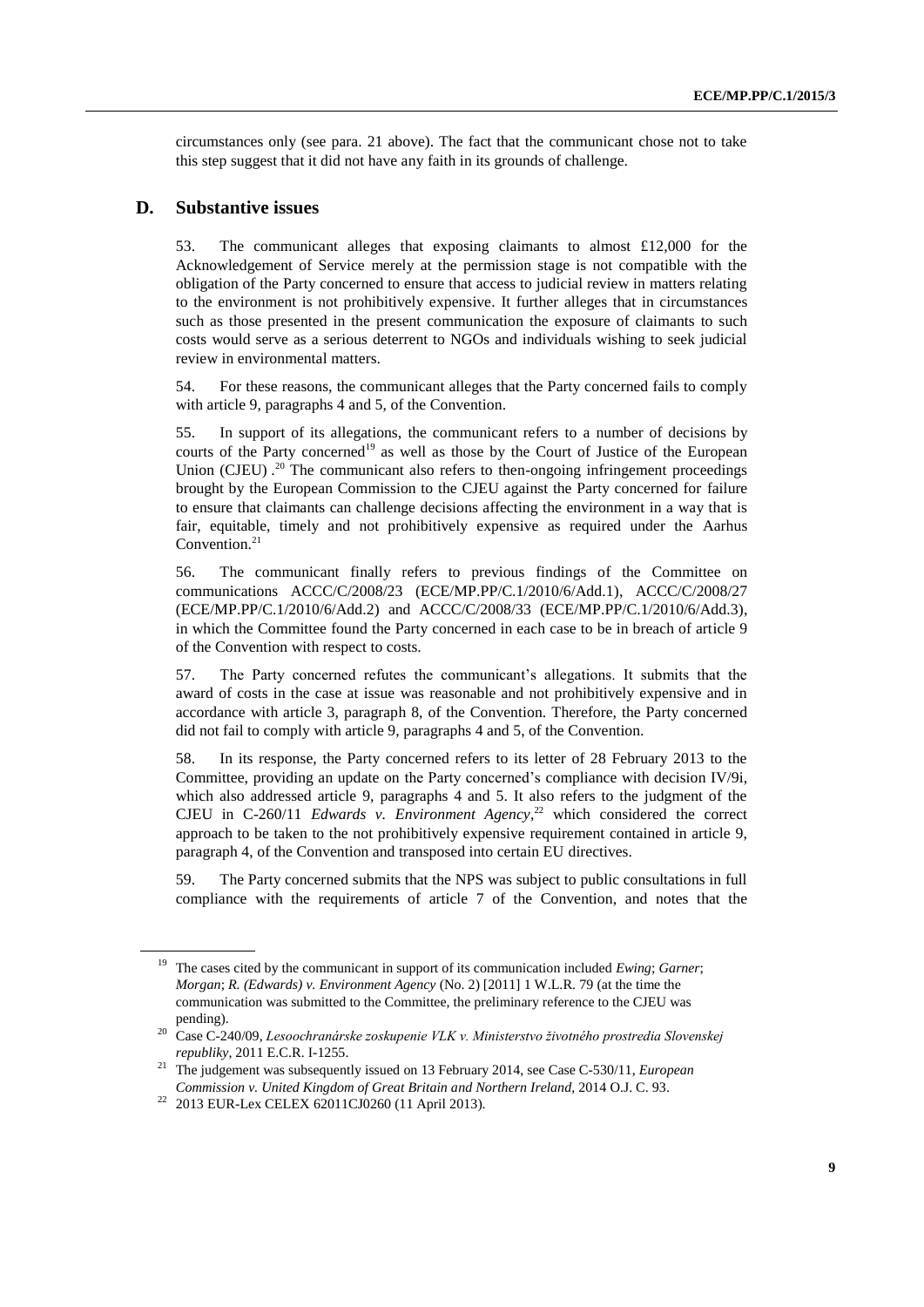circumstances only (see para. 21 above). The fact that the communicant chose not to take this step suggest that it did not have any faith in its grounds of challenge.

## D. Substantive issues

53. The communicant alleges that exposing claimants to almost £12,000 for the Acknowledgement of Service merely at the permission stage is not compatible with the obligation of the Party concerned to ensure that access to judicial review in matters relating to the environment is not prohibitively expensive. It further alleges that in circumstances such as those presented in the present communication the exposure of claimants to such costs would serve as a serious deterrent to NGOs and individuals wishing to seek judicial review in environmental matters.

54. For these reasons, the communicant alleges that the Party concerned fails to comply with article 9, paragraphs 4 and 5, of the Convention.

55. In support of its allegations, the communicant refers to a number of decisions by courts of the Party concerned[19] as well as those by the Court of Justice of the European Union (CJEU) .[20] The communicant also refers to then-ongoing infringement proceedings brought by the European Commission to the CJEU against the Party concerned for failure to ensure that claimants can challenge decisions affecting the environment in a way that is fair, equitable, timely and not prohibitively expensive as required under the Aarhus Convention.[21]

56. The communicant finally refers to previous findings of the Committee on communications ACCC/C/2008/23 (ECE/MP.PP/C.1/2010/6/Add.1), ACCC/C/2008/27 (ECE/MP.PP/C.1/2010/6/Add.2) and ACCC/C/2008/33 (ECE/MP.PP/C.1/2010/6/Add.3), in which the Committee found the Party concerned in each case to be in breach of article 9 of the Convention with respect to costs.

57. The Party concerned refutes the communicant's allegations. It submits that the award of costs in the case at issue was reasonable and not prohibitively expensive and in accordance with article 3, paragraph 8, of the Convention. Therefore, the Party concerned did not fail to comply with article 9, paragraphs 4 and 5, of the Convention.

58. In its response, the Party concerned refers to its letter of 28 February 2013 to the Committee, providing an update on the Party concerned's compliance with decision IV/9i, which also addressed article 9, paragraphs 4 and 5. It also refers to the judgment of the CJEU in C-260/11 *Edwards v. Environment Agency*,[22] which considered the correct approach to be taken to the not prohibitively expensive requirement contained in article 9, paragraph 4, of the Convention and transposed into certain EU directives.

59. The Party concerned submits that the NPS was subject to public consultations in full compliance with the requirements of article 7 of the Convention, and notes that the

---

[19] The cases cited by the communicant in support of its communication included *Ewing*; *Garner*; *Morgan*; *R. (Edwards) v. Environment Agency* (No. 2) [2011] 1 W.L.R. 79 (at the time the communication was submitted to the Committee, the preliminary reference to the CJEU was pending).

[20] Case C-240/09, *Lesoochranárske zoskupenie VLK v. Ministerstvo životného prostredia Slovenskej republiky*, 2011 E.C.R. I-1255.

[21] The judgement was subsequently issued on 13 February 2014, see Case C-530/11, *European Commission v. United Kingdom of Great Britain and Northern Ireland*, 2014 O.J. C. 93.

[22] 2013 EUR-Lex CELEX 62011CJ0260 (11 April 2013).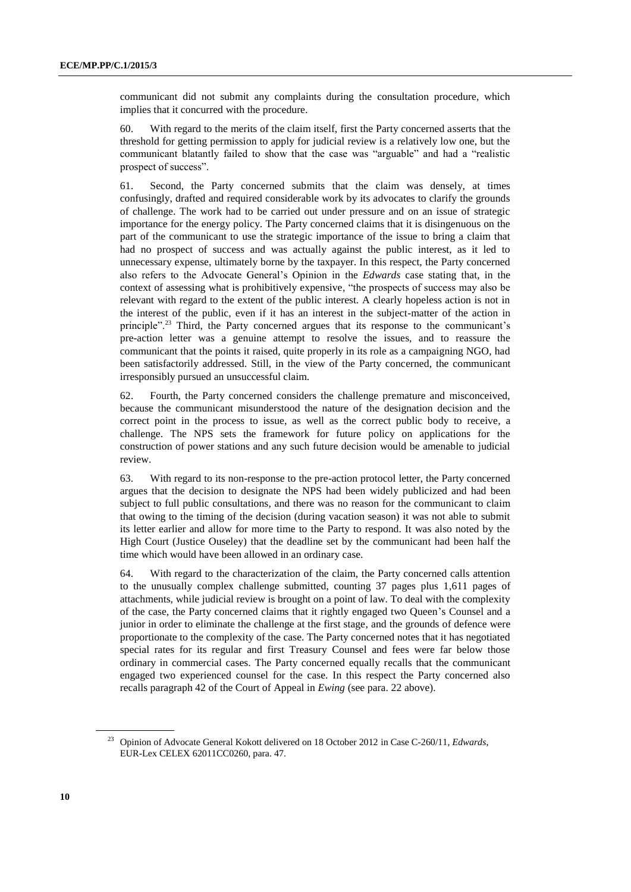communicant did not submit any complaints during the consultation procedure, which implies that it concurred with the procedure.

60. With regard to the merits of the claim itself, first the Party concerned asserts that the threshold for getting permission to apply for judicial review is a relatively low one, but the communicant blatantly failed to show that the case was "arguable" and had a "realistic prospect of success".

61. Second, the Party concerned submits that the claim was densely, at times confusingly, drafted and required considerable work by its advocates to clarify the grounds of challenge. The work had to be carried out under pressure and on an issue of strategic importance for the energy policy. The Party concerned claims that it is disingenuous on the part of the communicant to use the strategic importance of the issue to bring a claim that had no prospect of success and was actually against the public interest, as it led to unnecessary expense, ultimately borne by the taxpayer. In this respect, the Party concerned also refers to the Advocate General's Opinion in the *Edwards* case stating that, in the context of assessing what is prohibitively expensive, "the prospects of success may also be relevant with regard to the extent of the public interest. A clearly hopeless action is not in the interest of the public, even if it has an interest in the subject-matter of the action in principle".[23] Third, the Party concerned argues that its response to the communicant's pre-action letter was a genuine attempt to resolve the issues, and to reassure the communicant that the points it raised, quite properly in its role as a campaigning NGO, had been satisfactorily addressed. Still, in the view of the Party concerned, the communicant irresponsibly pursued an unsuccessful claim.

62. Fourth, the Party concerned considers the challenge premature and misconceived, because the communicant misunderstood the nature of the designation decision and the correct point in the process to issue, as well as the correct public body to receive, a challenge. The NPS sets the framework for future policy on applications for the construction of power stations and any such future decision would be amenable to judicial review.

63. With regard to its non-response to the pre-action protocol letter, the Party concerned argues that the decision to designate the NPS had been widely publicized and had been subject to full public consultations, and there was no reason for the communicant to claim that owing to the timing of the decision (during vacation season) it was not able to submit its letter earlier and allow for more time to the Party to respond. It was also noted by the High Court (Justice Ouseley) that the deadline set by the communicant had been half the time which would have been allowed in an ordinary case.

64. With regard to the characterization of the claim, the Party concerned calls attention to the unusually complex challenge submitted, counting 37 pages plus 1,611 pages of attachments, while judicial review is brought on a point of law. To deal with the complexity of the case, the Party concerned claims that it rightly engaged two Queen's Counsel and a junior in order to eliminate the challenge at the first stage, and the grounds of defence were proportionate to the complexity of the case. The Party concerned notes that it has negotiated special rates for its regular and first Treasury Counsel and fees were far below those ordinary in commercial cases. The Party concerned equally recalls that the communicant engaged two experienced counsel for the case. In this respect the Party concerned also recalls paragraph 42 of the Court of Appeal in *Ewing* (see para. 22 above).

[23] Opinion of Advocate General Kokott delivered on 18 October 2012 in Case C-260/11, *Edwards*, EUR-Lex CELEX 62011CC0260, para. 47.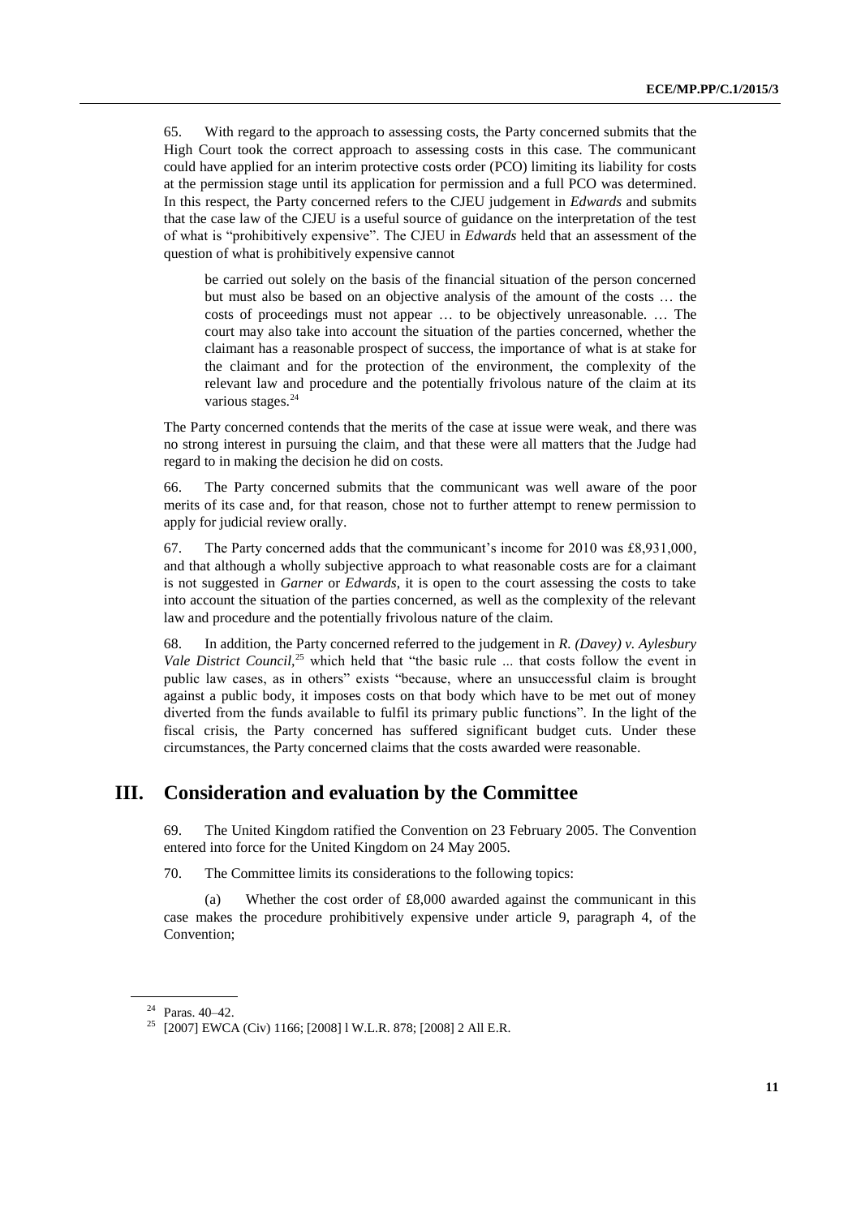65. With regard to the approach to assessing costs, the Party concerned submits that the High Court took the correct approach to assessing costs in this case. The communicant could have applied for an interim protective costs order (PCO) limiting its liability for costs at the permission stage until its application for permission and a full PCO was determined. In this respect, the Party concerned refers to the CJEU judgement in *Edwards* and submits that the case law of the CJEU is a useful source of guidance on the interpretation of the test of what is "prohibitively expensive". The CJEU in *Edwards* held that an assessment of the question of what is prohibitively expensive cannot

> be carried out solely on the basis of the financial situation of the person concerned but must also be based on an objective analysis of the amount of the costs … the costs of proceedings must not appear … to be objectively unreasonable. … The court may also take into account the situation of the parties concerned, whether the claimant has a reasonable prospect of success, the importance of what is at stake for the claimant and for the protection of the environment, the complexity of the relevant law and procedure and the potentially frivolous nature of the claim at its various stages.[24]

The Party concerned contends that the merits of the case at issue were weak, and there was no strong interest in pursuing the claim, and that these were all matters that the Judge had regard to in making the decision he did on costs.

66. The Party concerned submits that the communicant was well aware of the poor merits of its case and, for that reason, chose not to further attempt to renew permission to apply for judicial review orally.

67. The Party concerned adds that the communicant's income for 2010 was £8,931,000, and that although a wholly subjective approach to what reasonable costs are for a claimant is not suggested in *Garner* or *Edwards*, it is open to the court assessing the costs to take into account the situation of the parties concerned, as well as the complexity of the relevant law and procedure and the potentially frivolous nature of the claim.

68. In addition, the Party concerned referred to the judgement in *R. (Davey) v. Aylesbury Vale District Council*,[25] which held that "the basic rule ... that costs follow the event in public law cases, as in others" exists "because, where an unsuccessful claim is brought against a public body, it imposes costs on that body which have to be met out of money diverted from the funds available to fulfil its primary public functions". In the light of the fiscal crisis, the Party concerned has suffered significant budget cuts. Under these circumstances, the Party concerned claims that the costs awarded were reasonable.

## III. Consideration and evaluation by the Committee

69. The United Kingdom ratified the Convention on 23 February 2005. The Convention entered into force for the United Kingdom on 24 May 2005.

70. The Committee limits its considerations to the following topics:

(a) Whether the cost order of £8,000 awarded against the communicant in this case makes the procedure prohibitively expensive under article 9, paragraph 4, of the Convention;

---

[24] Paras. 40–42.

[25] [2007] EWCA (Civ) 1166; [2008] l W.L.R. 878; [2008] 2 All E.R.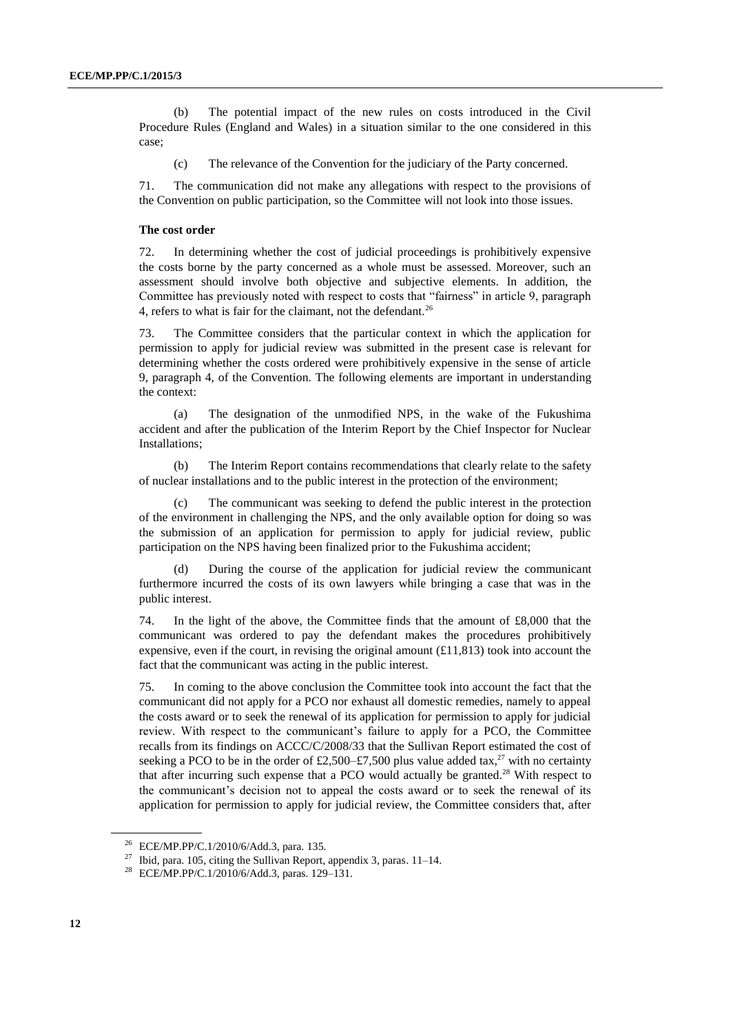(b) The potential impact of the new rules on costs introduced in the Civil Procedure Rules (England and Wales) in a situation similar to the one considered in this case;

(c) The relevance of the Convention for the judiciary of the Party concerned.

71. The communication did not make any allegations with respect to the provisions of the Convention on public participation, so the Committee will not look into those issues.

**The cost order**

72. In determining whether the cost of judicial proceedings is prohibitively expensive the costs borne by the party concerned as a whole must be assessed. Moreover, such an assessment should involve both objective and subjective elements. In addition, the Committee has previously noted with respect to costs that "fairness" in article 9, paragraph 4, refers to what is fair for the claimant, not the defendant.[26]

73. The Committee considers that the particular context in which the application for permission to apply for judicial review was submitted in the present case is relevant for determining whether the costs ordered were prohibitively expensive in the sense of article 9, paragraph 4, of the Convention. The following elements are important in understanding the context:

(a) The designation of the unmodified NPS, in the wake of the Fukushima accident and after the publication of the Interim Report by the Chief Inspector for Nuclear Installations;

(b) The Interim Report contains recommendations that clearly relate to the safety of nuclear installations and to the public interest in the protection of the environment;

(c) The communicant was seeking to defend the public interest in the protection of the environment in challenging the NPS, and the only available option for doing so was the submission of an application for permission to apply for judicial review, public participation on the NPS having been finalized prior to the Fukushima accident;

(d) During the course of the application for judicial review the communicant furthermore incurred the costs of its own lawyers while bringing a case that was in the public interest.

74. In the light of the above, the Committee finds that the amount of £8,000 that the communicant was ordered to pay the defendant makes the procedures prohibitively expensive, even if the court, in revising the original amount (£11,813) took into account the fact that the communicant was acting in the public interest.

75. In coming to the above conclusion the Committee took into account the fact that the communicant did not apply for a PCO nor exhaust all domestic remedies, namely to appeal the costs award or to seek the renewal of its application for permission to apply for judicial review. With respect to the communicant's failure to apply for a PCO, the Committee recalls from its findings on ACCC/C/2008/33 that the Sullivan Report estimated the cost of seeking a PCO to be in the order of £2,500–£7,500 plus value added tax,[27] with no certainty that after incurring such expense that a PCO would actually be granted.[28] With respect to the communicant's decision not to appeal the costs award or to seek the renewal of its application for permission to apply for judicial review, the Committee considers that, after

---

[26] ECE/MP.PP/C.1/2010/6/Add.3, para. 135.

[27] Ibid, para. 105, citing the Sullivan Report, appendix 3, paras. 11–14.

[28] ECE/MP.PP/C.1/2010/6/Add.3, paras. 129–131.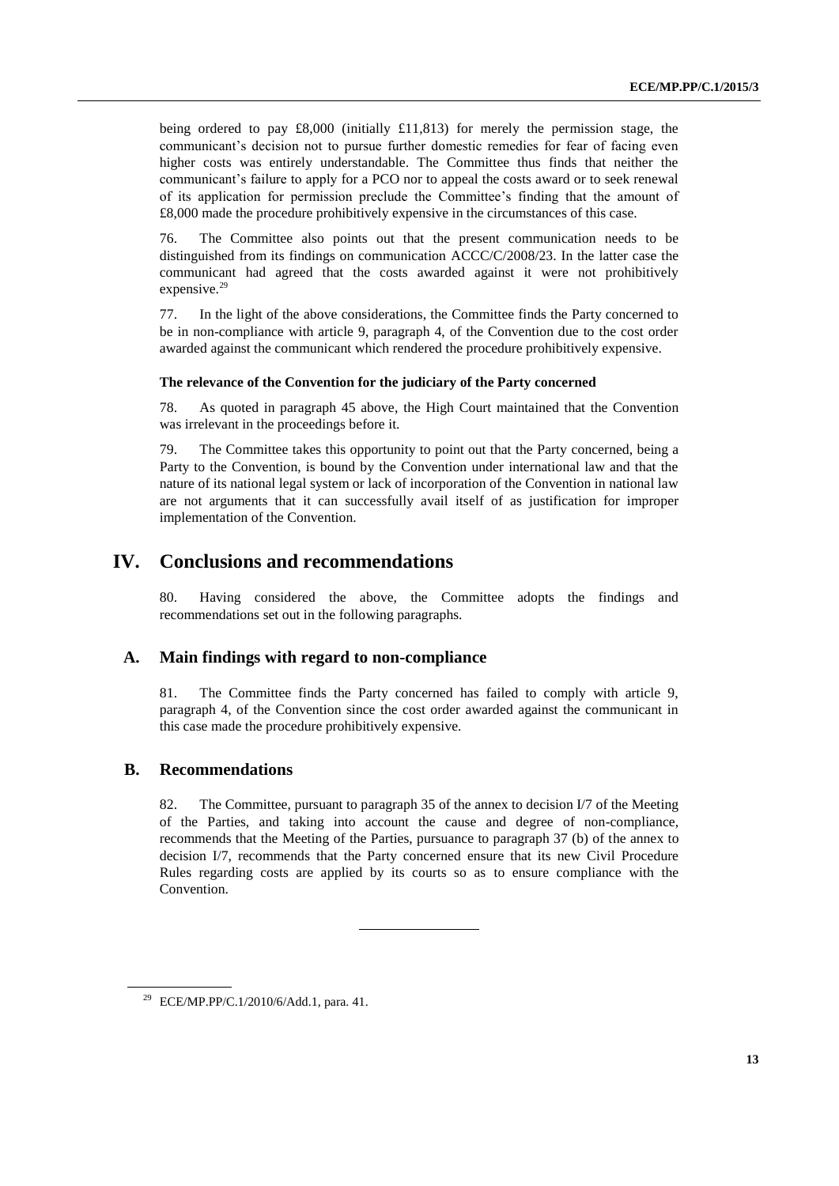being ordered to pay £8,000 (initially £11,813) for merely the permission stage, the communicant's decision not to pursue further domestic remedies for fear of facing even higher costs was entirely understandable. The Committee thus finds that neither the communicant's failure to apply for a PCO nor to appeal the costs award or to seek renewal of its application for permission preclude the Committee's finding that the amount of £8,000 made the procedure prohibitively expensive in the circumstances of this case.

76. The Committee also points out that the present communication needs to be distinguished from its findings on communication ACCC/C/2008/23. In the latter case the communicant had agreed that the costs awarded against it were not prohibitively expensive.[29]

77. In the light of the above considerations, the Committee finds the Party concerned to be in non-compliance with article 9, paragraph 4, of the Convention due to the cost order awarded against the communicant which rendered the procedure prohibitively expensive.

**The relevance of the Convention for the judiciary of the Party concerned**

78. As quoted in paragraph 45 above, the High Court maintained that the Convention was irrelevant in the proceedings before it.

79. The Committee takes this opportunity to point out that the Party concerned, being a Party to the Convention, is bound by the Convention under international law and that the nature of its national legal system or lack of incorporation of the Convention in national law are not arguments that it can successfully avail itself of as justification for improper implementation of the Convention.

# IV. Conclusions and recommendations

80. Having considered the above, the Committee adopts the findings and recommendations set out in the following paragraphs.

## A. Main findings with regard to non-compliance

81. The Committee finds the Party concerned has failed to comply with article 9, paragraph 4, of the Convention since the cost order awarded against the communicant in this case made the procedure prohibitively expensive.

## B. Recommendations

82. The Committee, pursuant to paragraph 35 of the annex to decision I/7 of the Meeting of the Parties, and taking into account the cause and degree of non-compliance, recommends that the Meeting of the Parties, pursuance to paragraph 37 (b) of the annex to decision I/7, recommends that the Party concerned ensure that its new Civil Procedure Rules regarding costs are applied by its courts so as to ensure compliance with the Convention.

---

[29] ECE/MP.PP/C.1/2010/6/Add.1, para. 41.